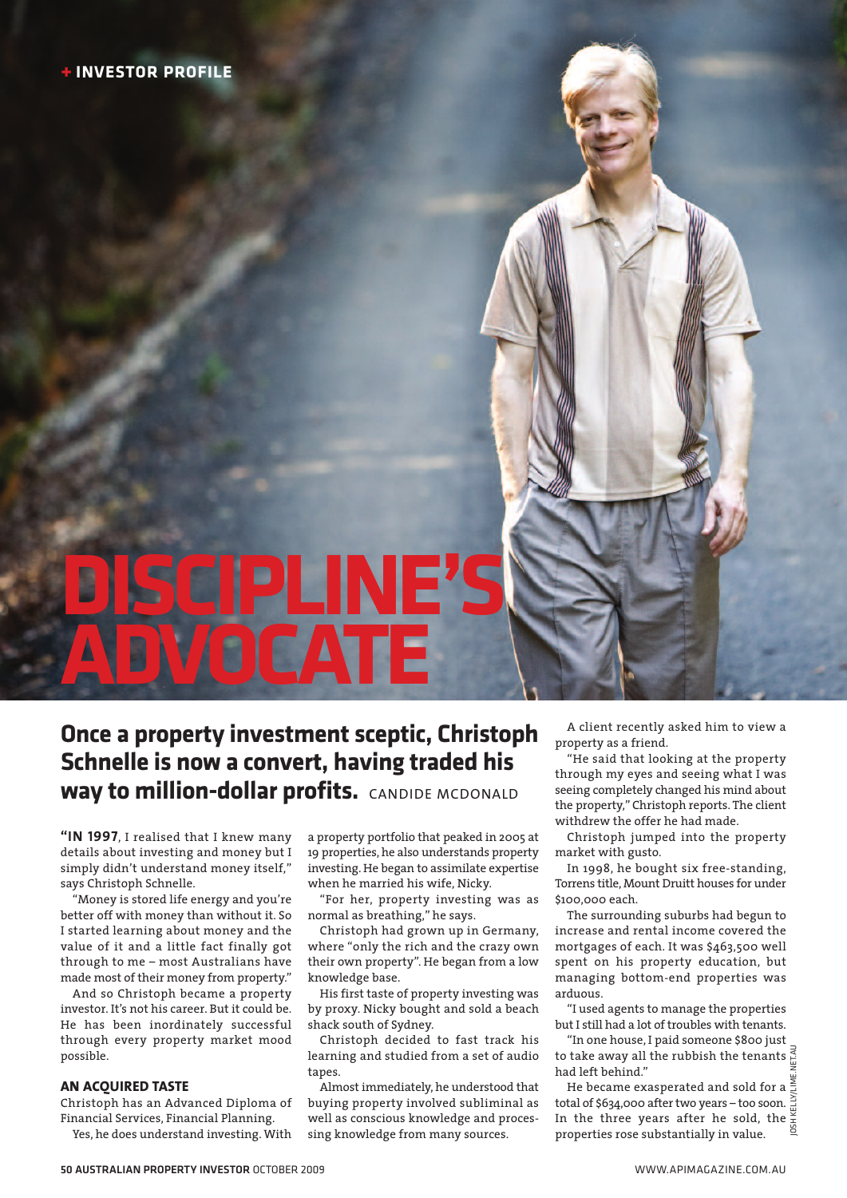+ INVESTOR PROFILE

# DISCIPLINE'S ADVOCATE

## Once a property investment sceptic, Christoph Schnelle is now a convert, having traded his way to million-dollar profits.

CANDIDE MCDONALD

**"IN 1997**, I realised that I knew many details about investing and money but I simply didn't understand money itself," says Christoph Schnelle.

"Money is stored life energy and you're better off with money than without it. So I started learning about money and the value of it and a little fact finally got through to me – most Australians have made most of their money from property."

And so Christoph became a property investor. It's not his career. But it could be. He has been inordinately successful through every property market mood possible.

### AN ACQUIRED TASTE

Christoph has an Advanced Diploma of Financial Services, Financial Planning.

Yes, he does understand investing. With a property portfolio that peaked in 2005 at 19 properties, he also understands property investing. He began to assimilate expertise when he married his wife, Nicky.

"For her, property investing was as normal as breathing," he says.

Christoph had grown up in Germany, where "only the rich and the crazy own their own property". He began from a low knowledge base.

His first taste of property investing was by proxy. Nicky bought and sold a beach shack south of Sydney.

Christoph decided to fast track his learning and studied from a set of audio tapes.

Almost immediately, he understood that buying property involved subliminal as well as conscious knowledge and processing knowledge from many sources.

A client recently asked him to view a property as a friend.

"He said that looking at the property through my eyes and seeing what I was seeing completely changed his mind about the property," Christoph reports. The client withdrew the offer he had made.

Christoph jumped into the property market with gusto.

In 1998, he bought six free-standing, Torrens title, Mount Druitt houses for under $100,000 each.

The surrounding suburbs had begun to increase and rental income covered the mortgages of each. It was $463,500 well spent on his property education, but managing bottom-end properties was arduous.

"I used agents to manage the properties but I still had a lot of troubles with tenants.

"In one house, I paid someone $800 just to take away all the rubbish the tenants had left behind."

He became exasperated and sold for a total of $634,000 after two years – too soon. In the three years after he sold, the properties rose substantially in value.

JOSH KELLY/LIME.NET.AU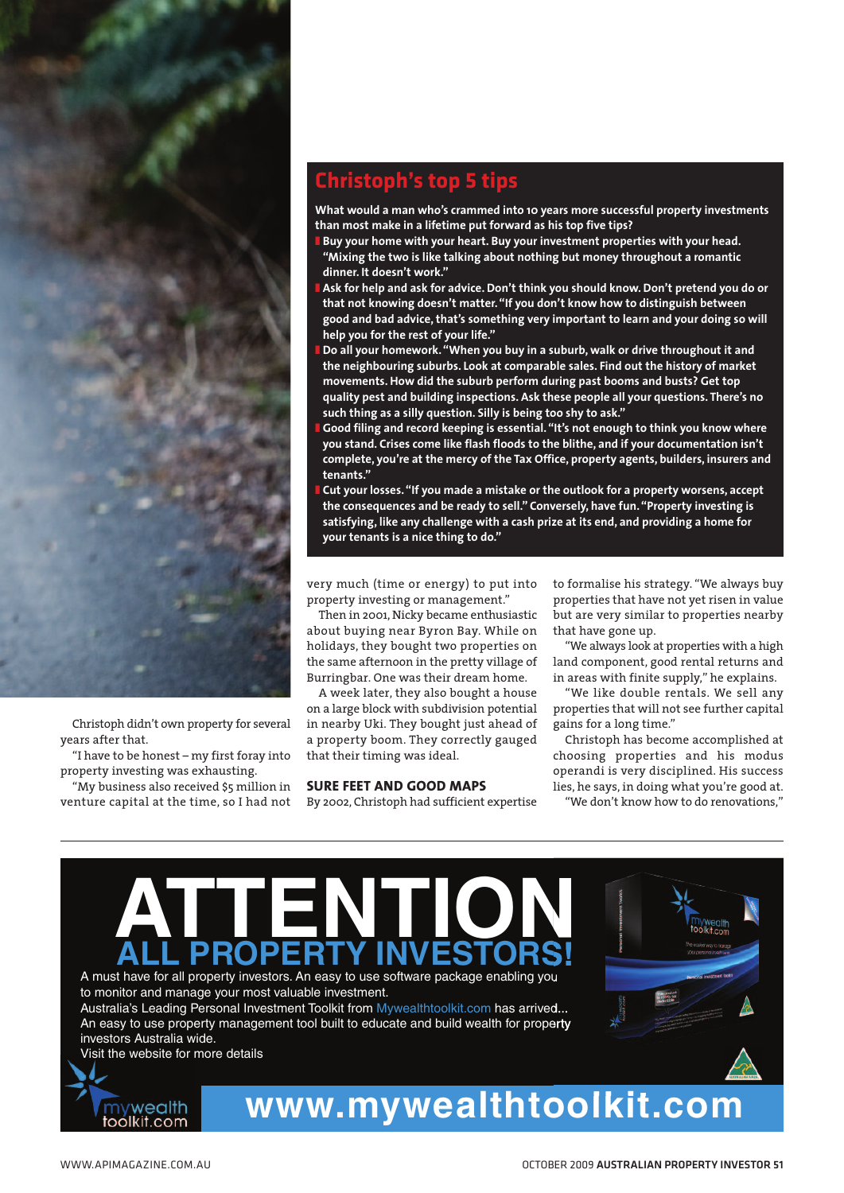## Christoph's top 5 tips

**What would a man who's crammed into 10 years more successful property investments than most make in a lifetime put forward as his top five tips?**

- **Buy your home with your heart. Buy your investment properties with your head. "Mixing the two is like talking about nothing but money throughout a romantic dinner. It doesn't work."**
- **Ask for help and ask for advice. Don't think you should know. Don't pretend you do or that not knowing doesn't matter. "If you don't know how to distinguish between good and bad advice, that's something very important to learn and your doing so will help you for the rest of your life."**
- **Do all your homework. "When you buy in a suburb, walk or drive throughout it and the neighbouring suburbs. Look at comparable sales. Find out the history of market movements. How did the suburb perform during past booms and busts? Get top quality pest and building inspections. Ask these people all your questions. There's no such thing as a silly question. Silly is being too shy to ask."**
- **Good filing and record keeping is essential. "It's not enough to think you know where you stand. Crises come like flash floods to the blithe, and if your documentation isn't complete, you're at the mercy of the Tax Office, property agents, builders, insurers and tenants."**
- **Cut your losses. "If you made a mistake or the outlook for a property worsens, accept the consequences and be ready to sell." Conversely, have fun. "Property investing is satisfying, like any challenge with a cash prize at its end, and providing a home for your tenants is a nice thing to do."**

Christoph didn't own property for several years after that.

"I have to be honest – my first foray into property investing was exhausting.

"My business also received $5 million in venture capital at the time, so I had not very much (time or energy) to put into property investing or management."

Then in 2001, Nicky became enthusiastic about buying near Byron Bay. While on holidays, they bought two properties on the same afternoon in the pretty village of Burringbar. One was their dream home.

A week later, they also bought a house on a large block with subdivision potential in nearby Uki. They bought just ahead of a property boom. They correctly gauged that their timing was ideal.

### SURE FEET AND GOOD MAPS

By 2002, Christoph had sufficient expertise to formalise his strategy. "We always buy properties that have not yet risen in value but are very similar to properties nearby that have gone up.

"We always look at properties with a high land component, good rental returns and in areas with finite supply," he explains.

"We like double rentals. We sell any properties that will not see further capital gains for a long time."

Christoph has become accomplished at choosing properties and his modus operandi is very disciplined. His success lies, he says, in doing what you're good at.

"We don't know how to do renovations,"

---

# ATTENTION
## ALL PROPERTY INVESTORS!

A must have for all property investors. An easy to use software package enabling you to monitor and manage your most valuable investment.
Australia's Leading Personal Investment Toolkit from Mywealthtoolkit.com has arrived...
An easy to use property management tool built to educate and build wealth for property investors Australia wide.
Visit the website for more details

mywealth toolkit.com

**www.mywealthtoolkit.com**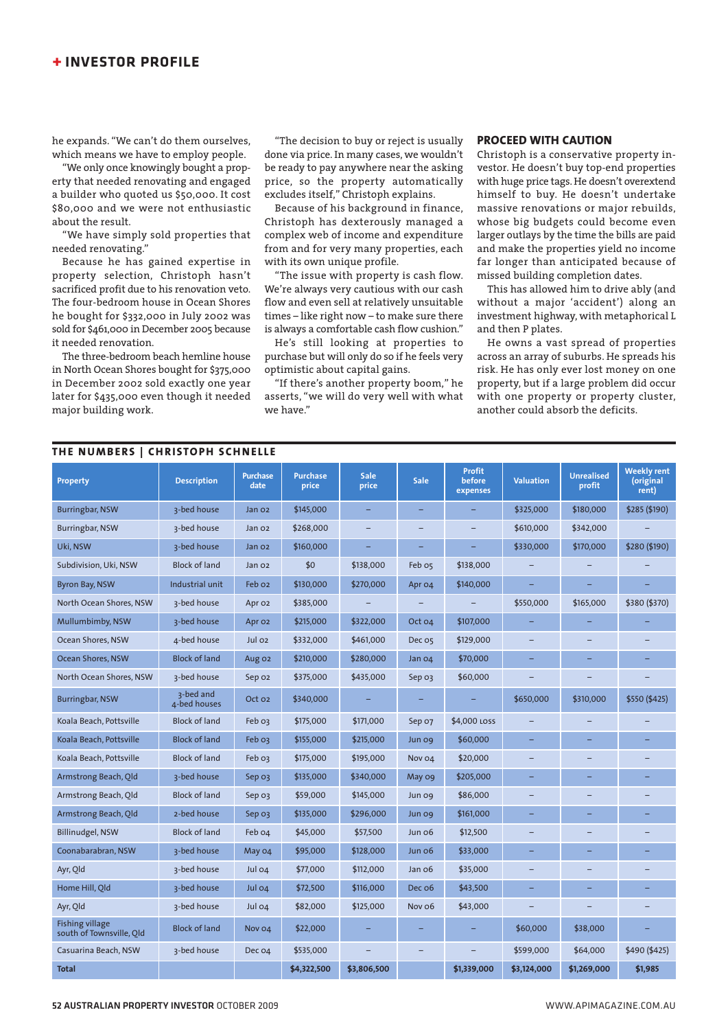he expands. "We can't do them ourselves, which means we have to employ people.

"We only once knowingly bought a property that needed renovating and engaged a builder who quoted us $50,000. It cost $80,000 and we were not enthusiastic about the result.

"We have simply sold properties that needed renovating."

Because he has gained expertise in property selection, Christoph hasn't sacrificed profit due to his renovation veto. The four-bedroom house in Ocean Shores he bought for $332,000 in July 2002 was sold for $461,000 in December 2005 because it needed renovation.

The three-bedroom beach hemline house in North Ocean Shores bought for $375,000 in December 2002 sold exactly one year later for $435,000 even though it needed major building work.

"The decision to buy or reject is usually done via price. In many cases, we wouldn't be ready to pay anywhere near the asking price, so the property automatically excludes itself," Christoph explains.

Because of his background in finance, Christoph has dexterously managed a complex web of income and expenditure from and for very many properties, each with its own unique profile.

"The issue with property is cash flow. We're always very cautious with our cash flow and even sell at relatively unsuitable times – like right now – to make sure there is always a comfortable cash flow cushion."

He's still looking at properties to purchase but will only do so if he feels very optimistic about capital gains.

"If there's another property boom," he asserts, "we will do very well with what we have."

## PROCEED WITH CAUTION

Christoph is a conservative property investor. He doesn't buy top-end properties with huge price tags. He doesn't overextend himself to buy. He doesn't undertake massive renovations or major rebuilds, whose big budgets could become even larger outlays by the time the bills are paid and make the properties yield no income far longer than anticipated because of missed building completion dates.

This has allowed him to drive ably (and without a major 'accident') along an investment highway, with metaphorical L and then P plates.

He owns a vast spread of properties across an array of suburbs. He spreads his risk. He has only ever lost money on one property, but if a large problem did occur with one property or property cluster, another could absorb the deficits.

**THE NUMBERS | CHRISTOPH SCHNELLE**

| Property | Description | Purchase date | Purchase price | Sale price | Sale | Profit before expenses | Valuation | Unrealised profit | Weekly rent (original rent) |
|---|---|---|---|---|---|---|---|---|---|
| Burringbar, NSW | 3-bed house | Jan 02 | $145,000 | – | – | – | $325,000 | $180,000 | $285 ($190) |
| Burringbar, NSW | 3-bed house | Jan 02 | $268,000 | – | – | – | $610,000 | $342,000 | – |
| Uki, NSW | 3-bed house | Jan 02 | $160,000 | – | – | – | $330,000 | $170,000 | $280 ($190) |
| Subdivision, Uki, NSW | Block of land | Jan 02 | $0 | $138,000 | Feb 05 | $138,000 | – | – | – |
| Byron Bay, NSW | Industrial unit | Feb 02 | $130,000 | $270,000 | Apr 04 | $140,000 | – | – | – |
| North Ocean Shores, NSW | 3-bed house | Apr 02 | $385,000 | – | – | – | $550,000 | $165,000 | $380 ($370) |
| Mullumbimby, NSW | 3-bed house | Apr 02 | $215,000 | $322,000 | Oct 04 | $107,000 | – | – | – |
| Ocean Shores, NSW | 4-bed house | Jul 02 | $332,000 | $461,000 | Dec 05 | $129,000 | – | – | – |
| Ocean Shores, NSW | Block of land | Aug 02 | $210,000 | $280,000 | Jan 04 | $70,000 | – | – | – |
| North Ocean Shores, NSW | 3-bed house | Sep 02 | $375,000 | $435,000 | Sep 03 | $60,000 | – | – | – |
| Burringbar, NSW | 3-bed and 4-bed houses | Oct 02 | $340,000 | – | – | – | $650,000 | $310,000 | $550 ($425) |
| Koala Beach, Pottsville | Block of land | Feb 03 | $175,000 | $171,000 | Sep 07 | $4,000 LOSS | – | – | – |
| Koala Beach, Pottsville | Block of land | Feb 03 | $155,000 | $215,000 | Jun 09 | $60,000 | – | – | – |
| Koala Beach, Pottsville | Block of land | Feb 03 | $175,000 | $195,000 | Nov 04 | $20,000 | – | – | – |
| Armstrong Beach, Qld | 3-bed house | Sep 03 | $135,000 | $340,000 | May 09 | $205,000 | – | – | – |
| Armstrong Beach, Qld | Block of land | Sep 03 | $59,000 | $145,000 | Jun 09 | $86,000 | – | – | – |
| Armstrong Beach, Qld | 2-bed house | Sep 03 | $135,000 | $296,000 | Jun 09 | $161,000 | – | – | – |
| Billinudgel, NSW | Block of land | Feb 04 | $45,000 | $57,500 | Jun 06 | $12,500 | – | – | – |
| Coonabarabran, NSW | 3-bed house | May 04 | $95,000 | $128,000 | Jun 06 | $33,000 | – | – | – |
| Ayr, Qld | 3-bed house | Jul 04 | $77,000 | $112,000 | Jan 06 | $35,000 | – | – | – |
| Home Hill, Qld | 3-bed house | Jul 04 | $72,500 | $116,000 | Dec 06 | $43,500 | – | – | – |
| Ayr, Qld | 3-bed house | Jul 04 | $82,000 | $125,000 | Nov 06 | $43,000 | – | – | – |
| Fishing village south of Townsville, Qld | Block of land | Nov 04 | $22,000 | – | – | – | $60,000 | $38,000 | – |
| Casuarina Beach, NSW | 3-bed house | Dec 04 | $535,000 | – | – | – | $599,000 | $64,000 | $490 ($425) |
| **Total** | | | **$4,322,500** | **$3,806,500** | | **$1,339,000** | **$3,124,000** | **$1,269,000** | **$1,985** |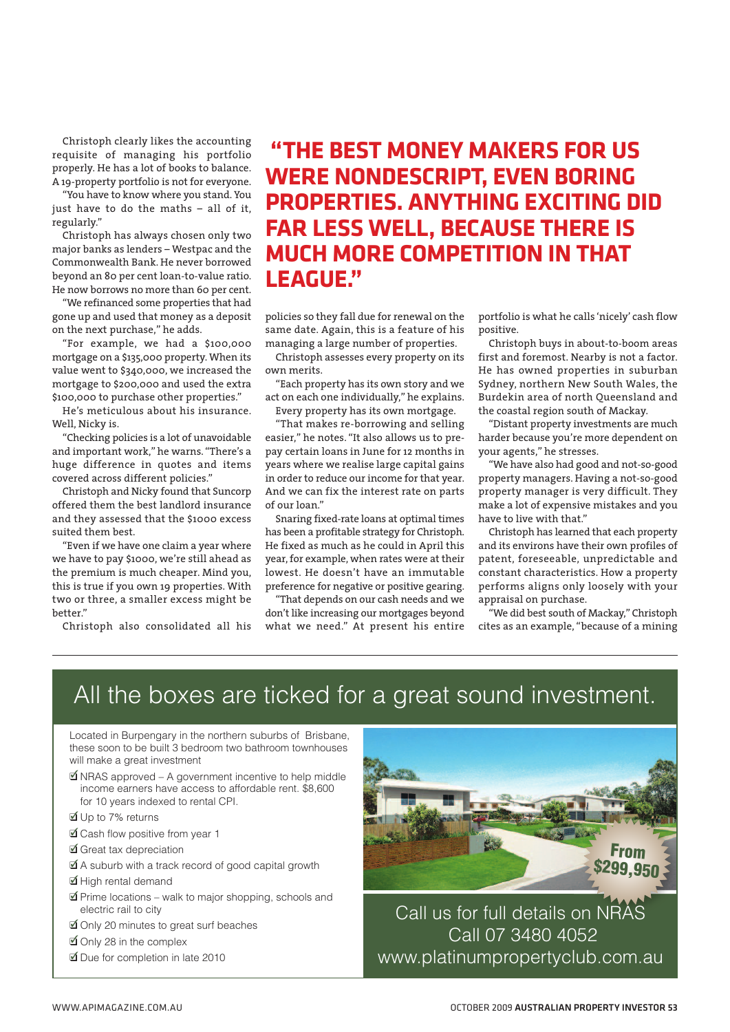Christoph clearly likes the accounting requisite of managing his portfolio properly. He has a lot of books to balance. A 19-property portfolio is not for everyone.

"You have to know where you stand. You just have to do the maths – all of it, regularly."

Christoph has always chosen only two major banks as lenders – Westpac and the Commonwealth Bank. He never borrowed beyond an 80 per cent loan-to-value ratio. He now borrows no more than 60 per cent.

"We refinanced some properties that had gone up and used that money as a deposit on the next purchase," he adds.

"For example, we had a $100,000 mortgage on a $135,000 property. When its value went to $340,000, we increased the mortgage to $200,000 and used the extra $100,000 to purchase other properties."

He's meticulous about his insurance. Well, Nicky is.

"Checking policies is a lot of unavoidable and important work," he warns. "There's a huge difference in quotes and items covered across different policies."

Christoph and Nicky found that Suncorp offered them the best landlord insurance and they assessed that the $1000 excess suited them best.

"Even if we have one claim a year where we have to pay $1000, we're still ahead as the premium is much cheaper. Mind you, this is true if you own 19 properties. With two or three, a smaller excess might be better."

Christoph also consolidated all his policies so they fall due for renewal on the same date. Again, this is a feature of his managing a large number of properties.

Christoph assesses every property on its own merits.

"Each property has its own story and we act on each one individually," he explains.

Every property has its own mortgage.

"That makes re-borrowing and selling easier," he notes. "It also allows us to pre-pay certain loans in June for 12 months in years where we realise large capital gains in order to reduce our income for that year. And we can fix the interest rate on parts of our loan."

Snaring fixed-rate loans at optimal times has been a profitable strategy for Christoph. He fixed as much as he could in April this year, for example, when rates were at their lowest. He doesn't have an immutable preference for negative or positive gearing.

"That depends on our cash needs and we don't like increasing our mortgages beyond what we need." At present his entire portfolio is what he calls 'nicely' cash flow positive.

Christoph buys in about-to-boom areas first and foremost. Nearby is not a factor. He has owned properties in suburban Sydney, northern New South Wales, the Burdekin area of north Queensland and the coastal region south of Mackay.

"Distant property investments are much harder because you're more dependent on your agents," he stresses.

"We have also had good and not-so-good property managers. Having a not-so-good property manager is very difficult. They make a lot of expensive mistakes and you have to live with that."

Christoph has learned that each property and its environs have their own profiles of patent, foreseeable, unpredictable and constant characteristics. How a property performs aligns only loosely with your appraisal on purchase.

"We did best south of Mackay," Christoph cites as an example, "because of a mining

**"THE BEST MONEY MAKERS FOR US WERE NONDESCRIPT, EVEN BORING PROPERTIES. ANYTHING EXCITING DID FAR LESS WELL, BECAUSE THERE IS MUCH MORE COMPETITION IN THAT LEAGUE."**

---

## All the boxes are ticked for a great sound investment.

Located in Burpengary in the northern suburbs of Brisbane, these soon to be built 3 bedroom two bathroom townhouses will make a great investment

- ☑ NRAS approved – A government incentive to help middle income earners have access to affordable rent. $8,600 for 10 years indexed to rental CPI.
- ☑ Up to 7% returns
- ☑ Cash flow positive from year 1
- ☑ Great tax depreciation
- ☑ A suburb with a track record of good capital growth
- ☑ High rental demand
- ☑ Prime locations – walk to major shopping, schools and electric rail to city
- ☑ Only 20 minutes to great surf beaches
- ☑ Only 28 in the complex
- ☑ Due for completion in late 2010

From $299,950

Call us for full details on NRAS
Call 07 3480 4052
www.platinumpropertyclub.com.au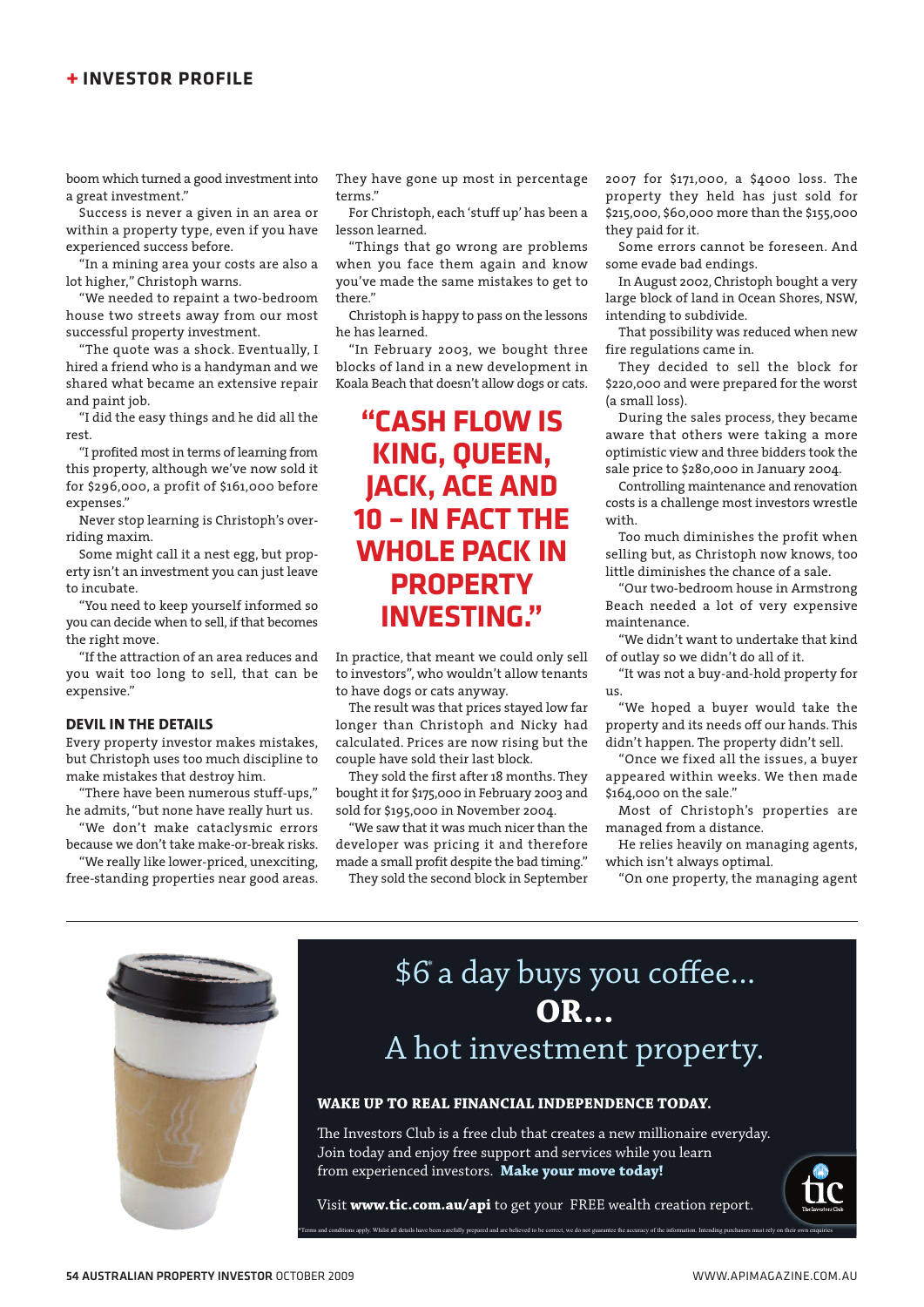boom which turned a good investment into a great investment."

Success is never a given in an area or within a property type, even if you have experienced success before.

"In a mining area your costs are also a lot higher," Christoph warns.

"We needed to repaint a two-bedroom house two streets away from our most successful property investment.

"The quote was a shock. Eventually, I hired a friend who is a handyman and we shared what became an extensive repair and paint job.

"I did the easy things and he did all the rest.

"I profited most in terms of learning from this property, although we've now sold it for $296,000, a profit of $161,000 before expenses."

Never stop learning is Christoph's overriding maxim.

Some might call it a nest egg, but property isn't an investment you can just leave to incubate.

"You need to keep yourself informed so you can decide when to sell, if that becomes the right move.

"If the attraction of an area reduces and you wait too long to sell, that can be expensive."

### DEVIL IN THE DETAILS

Every property investor makes mistakes, but Christoph uses too much discipline to make mistakes that destroy him.

"There have been numerous stuff-ups," he admits, "but none have really hurt us.

"We don't make cataclysmic errors because we don't take make-or-break risks.

"We really like lower-priced, unexciting, free-standing properties near good areas. They have gone up most in percentage terms."

For Christoph, each 'stuff up' has been a lesson learned.

"Things that go wrong are problems when you face them again and know you've made the same mistakes to get to there."

Christoph is happy to pass on the lessons he has learned.

"In February 2003, we bought three blocks of land in a new development in Koala Beach that doesn't allow dogs or cats.

**"CASH FLOW IS KING, QUEEN, JACK, ACE AND 10 – IN FACT THE WHOLE PACK IN PROPERTY INVESTING."**

In practice, that meant we could only sell to investors", who wouldn't allow tenants to have dogs or cats anyway.

The result was that prices stayed low far longer than Christoph and Nicky had calculated. Prices are now rising but the couple have sold their last block.

They sold the first after 18 months. They bought it for $175,000 in February 2003 and sold for $195,000 in November 2004.

"We saw that it was much nicer than the developer was pricing it and therefore made a small profit despite the bad timing."

They sold the second block in September 2007 for $171,000, a $4000 loss. The property they held has just sold for $215,000, $60,000 more than the $155,000 they paid for it.

Some errors cannot be foreseen. And some evade bad endings.

In August 2002, Christoph bought a very large block of land in Ocean Shores, NSW, intending to subdivide.

That possibility was reduced when new fire regulations came in.

They decided to sell the block for $220,000 and were prepared for the worst (a small loss).

During the sales process, they became aware that others were taking a more optimistic view and three bidders took the sale price to $280,000 in January 2004.

Controlling maintenance and renovation costs is a challenge most investors wrestle with.

Too much diminishes the profit when selling but, as Christoph now knows, too little diminishes the chance of a sale.

"Our two-bedroom house in Armstrong Beach needed a lot of very expensive maintenance.

"We didn't want to undertake that kind of outlay so we didn't do all of it.

"It was not a buy-and-hold property for us.

"We hoped a buyer would take the property and its needs off our hands. This didn't happen. The property didn't sell.

"Once we fixed all the issues, a buyer appeared within weeks. We then made $164,000 on the sale."

Most of Christoph's properties are managed from a distance.

He relies heavily on managing agents, which isn't always optimal.

"On one property, the managing agent

---

$6* a day buys you coffee...
**OR...**
A hot investment property.

**WAKE UP TO REAL FINANCIAL INDEPENDENCE TODAY.**

The Investors Club is a free club that creates a new millionaire everyday. Join today and enjoy free support and services while you learn from experienced investors. **Make your move today!**

Visit **www.tic.com.au/api** to get your FREE wealth creation report.

*Terms and conditions apply. Whilst all details have been carefully prepared and are believed to be correct, we do not guarantee the accuracy of the information. Intending purchasers must rely on their own enquiries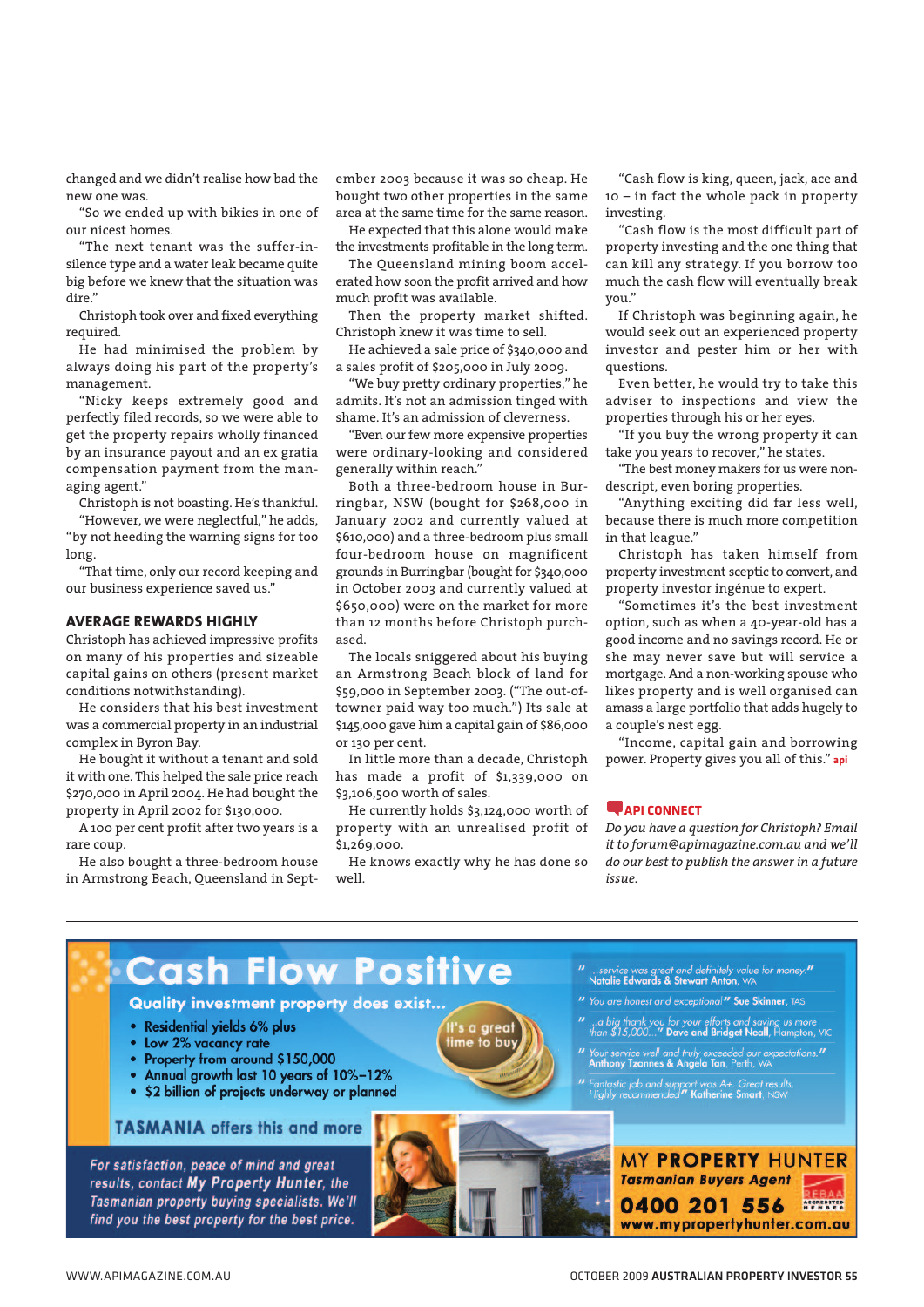changed and we didn't realise how bad the new one was.

"So we ended up with bikies in one of our nicest homes.

"The next tenant was the suffer-in-silence type and a water leak became quite big before we knew that the situation was dire."

Christoph took over and fixed everything required.

He had minimised the problem by always doing his part of the property's management.

"Nicky keeps extremely good and perfectly filed records, so we were able to get the property repairs wholly financed by an insurance payout and an ex gratia compensation payment from the managing agent."

Christoph is not boasting. He's thankful.

"However, we were neglectful," he adds, "by not heeding the warning signs for too long.

"That time, only our record keeping and our business experience saved us."

## AVERAGE REWARDS HIGHLY

Christoph has achieved impressive profits on many of his properties and sizeable capital gains on others (present market conditions notwithstanding).

He considers that his best investment was a commercial property in an industrial complex in Byron Bay.

He bought it without a tenant and sold it with one. This helped the sale price reach $270,000 in April 2004. He had bought the property in April 2002 for $130,000.

A 100 per cent profit after two years is a rare coup.

He also bought a three-bedroom house in Armstrong Beach, Queensland in September 2003 because it was so cheap. He bought two other properties in the same area at the same time for the same reason.

He expected that this alone would make the investments profitable in the long term.

The Queensland mining boom accelerated how soon the profit arrived and how much profit was available.

Then the property market shifted. Christoph knew it was time to sell.

He achieved a sale price of $340,000 and a sales profit of $205,000 in July 2009.

"We buy pretty ordinary properties," he admits. It's not an admission tinged with shame. It's an admission of cleverness.

"Even our few more expensive properties were ordinary-looking and considered generally within reach."

Both a three-bedroom house in Burringbar, NSW (bought for $268,000 in January 2002 and currently valued at $610,000) and a three-bedroom plus small four-bedroom house on magnificent grounds in Burringbar (bought for $340,000 in October 2003 and currently valued at $650,000) were on the market for more than 12 months before Christoph purchased.

The locals sniggered about his buying an Armstrong Beach block of land for $59,000 in September 2003. ("The out-of-towner paid way too much.") Its sale at $145,000 gave him a capital gain of $86,000 or 130 per cent.

In little more than a decade, Christoph has made a profit of $1,339,000 on $3,106,500 worth of sales.

He currently holds $3,124,000 worth of property with an unrealised profit of $1,269,000.

He knows exactly why he has done so well.

"Cash flow is king, queen, jack, ace and 10 – in fact the whole pack in property investing.

"Cash flow is the most difficult part of property investing and the one thing that can kill any strategy. If you borrow too much the cash flow will eventually break you."

If Christoph was beginning again, he would seek out an experienced property investor and pester him or her with questions.

Even better, he would try to take this adviser to inspections and view the properties through his or her eyes.

"If you buy the wrong property it can take you years to recover," he states.

"The best money makers for us were non-descript, even boring properties.

"Anything exciting did far less well, because there is much more competition in that league."

Christoph has taken himself from property investment sceptic to convert, and property investor ingénue to expert.

"Sometimes it's the best investment option, such as when a 40-year-old has a good income and no savings record. He or she may never save but will service a mortgage. And a non-working spouse who likes property and is well organised can amass a large portfolio that adds hugely to a couple's nest egg.

"Income, capital gain and borrowing power. Property gives you all of this." **api**

### API CONNECT

*Do you have a question for Christoph? Email it to forum@apimagazine.com.au and we'll do our best to publish the answer in a future issue.*

---

# Cash Flow Positive

**Quality investment property does exist...**

- Residential yields 6% plus
- Low 2% vacancy rate
- Property from around $150,000
- Annual growth last 10 years of 10%–12%
- $2 billion of projects underway or planned

It's a great time to buy

**TASMANIA offers this and more**

*For satisfaction, peace of mind and great results, contact **My Property Hunter**, the Tasmanian property buying specialists. We'll find you the best property for the best price.*

" ...service was great and definitely value for money." Natalie Edwards & Stewart Anton, WA

" You are honest and exceptional" Sue Skinner, TAS

" ...a big thank you for your efforts and saving us more than $15,000..." Dave and Bridget Neall, Hampton, VIC

" Your service well and truly exceeded our expectations." Anthony Tzonnes & Angela Tan, Perth, WA

" Fantastic job and support was A+. Great results. Highly recommended" Katherine Smart, NSW

**MY PROPERTY HUNTER**
*Tasmanian Buyers Agent*
**0400 201 556**
www.mypropertyhunter.com.au

REBAA ACCREDITED MEMBER